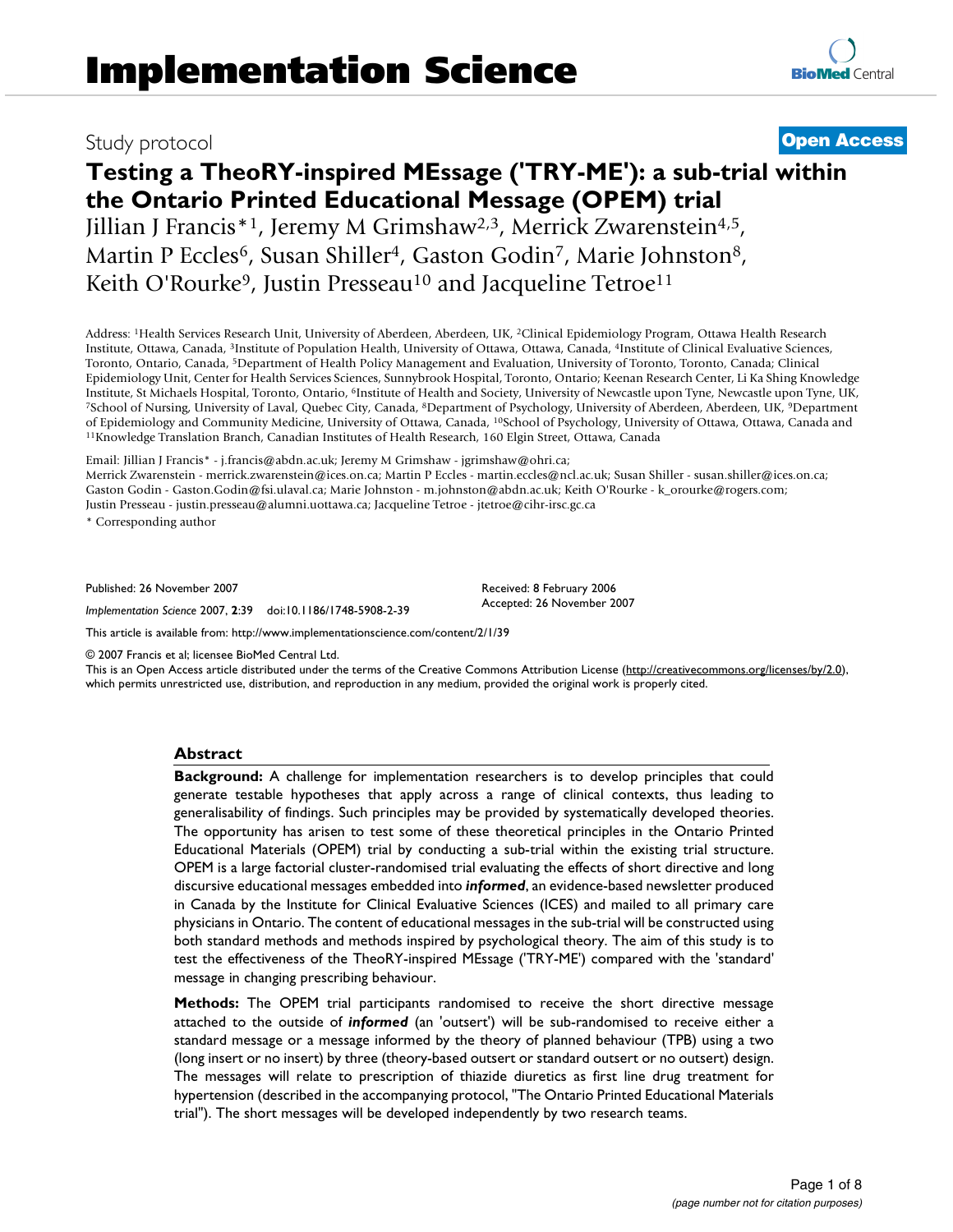Study protocol

**Open Access**

# Testing a TheoRY-inspired MEssage ('TRY-ME'): a sub-trial within the Ontario Printed Educational Message (OPEM) trial

Jillian J Francis*[1], Jeremy M Grimshaw[2,3], Merrick Zwarenstein[4,5], Martin P Eccles[6], Susan Shiller[4], Gaston Godin[7], Marie Johnston[8], Keith O'Rourke[9], Justin Presseau[10] and Jacqueline Tetroe[11]

Address: [1]Health Services Research Unit, University of Aberdeen, Aberdeen, UK, [2]Clinical Epidemiology Program, Ottawa Health Research Institute, Ottawa, Canada, [3]Institute of Population Health, University of Ottawa, Ottawa, Canada, [4]Institute of Clinical Evaluative Sciences, Toronto, Ontario, Canada, [5]Department of Health Policy Management and Evaluation, University of Toronto, Toronto, Canada; Clinical Epidemiology Unit, Center for Health Services Sciences, Sunnybrook Hospital, Toronto, Ontario; Keenan Research Center, Li Ka Shing Knowledge Institute, St Michaels Hospital, Toronto, Ontario, [6]Institute of Health and Society, University of Newcastle upon Tyne, Newcastle upon Tyne, UK, [7]School of Nursing, University of Laval, Quebec City, Canada, [8]Department of Psychology, University of Aberdeen, Aberdeen, UK, [9]Department of Epidemiology and Community Medicine, University of Ottawa, Canada, [10]School of Psychology, University of Ottawa, Ottawa, Canada and [11]Knowledge Translation Branch, Canadian Institutes of Health Research, 160 Elgin Street, Ottawa, Canada

Email: Jillian J Francis* - j.francis@abdn.ac.uk; Jeremy M Grimshaw - jgrimshaw@ohri.ca; Merrick Zwarenstein - merrick.zwarenstein@ices.on.ca; Martin P Eccles - martin.eccles@ncl.ac.uk; Susan Shiller - susan.shiller@ices.on.ca; Gaston Godin - Gaston.Godin@fsi.ulaval.ca; Marie Johnston - m.johnston@abdn.ac.uk; Keith O'Rourke - k_orourke@rogers.com; Justin Presseau - justin.presseau@alumni.uottawa.ca; Jacqueline Tetroe - jtetroe@cihr-irsc.gc.ca

\* Corresponding author

Published: 26 November 2007

*Implementation Science* 2007, **2**:39 doi:10.1186/1748-5908-2-39

Received: 8 February 2006
Accepted: 26 November 2007

This article is available from: http://www.implementationscience.com/content/2/1/39

© 2007 Francis et al; licensee BioMed Central Ltd.
This is an Open Access article distributed under the terms of the Creative Commons Attribution License (http://creativecommons.org/licenses/by/2.0), which permits unrestricted use, distribution, and reproduction in any medium, provided the original work is properly cited.

## Abstract

**Background:** A challenge for implementation researchers is to develop principles that could generate testable hypotheses that apply across a range of clinical contexts, thus leading to generalisability of findings. Such principles may be provided by systematically developed theories. The opportunity has arisen to test some of these theoretical principles in the Ontario Printed Educational Materials (OPEM) trial by conducting a sub-trial within the existing trial structure. OPEM is a large factorial cluster-randomised trial evaluating the effects of short directive and long discursive educational messages embedded into ***informed***, an evidence-based newsletter produced in Canada by the Institute for Clinical Evaluative Sciences (ICES) and mailed to all primary care physicians in Ontario. The content of educational messages in the sub-trial will be constructed using both standard methods and methods inspired by psychological theory. The aim of this study is to test the effectiveness of the TheoRY-inspired MEssage ('TRY-ME') compared with the 'standard' message in changing prescribing behaviour.

**Methods:** The OPEM trial participants randomised to receive the short directive message attached to the outside of ***informed*** (an 'outsert') will be sub-randomised to receive either a standard message or a message informed by the theory of planned behaviour (TPB) using a two (long insert or no insert) by three (theory-based outsert or standard outsert or no outsert) design. The messages will relate to prescription of thiazide diuretics as first line drug treatment for hypertension (described in the accompanying protocol, "The Ontario Printed Educational Materials trial"). The short messages will be developed independently by two research teams.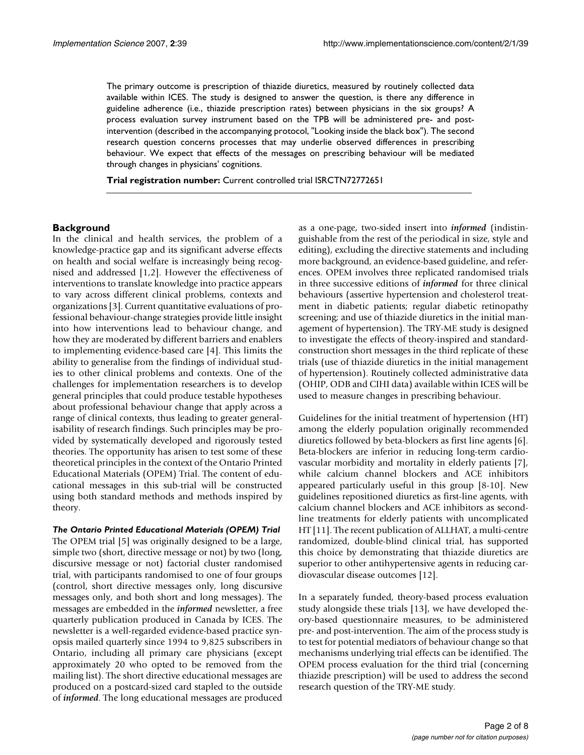The primary outcome is prescription of thiazide diuretics, measured by routinely collected data available within ICES. The study is designed to answer the question, is there any difference in guideline adherence (i.e., thiazide prescription rates) between physicians in the six groups? A process evaluation survey instrument based on the TPB will be administered pre- and post-intervention (described in the accompanying protocol, "Looking inside the black box"). The second research question concerns processes that may underlie observed differences in prescribing behaviour. We expect that effects of the messages on prescribing behaviour will be mediated through changes in physicians' cognitions.

**Trial registration number:** Current controlled trial ISRCTN72772651

## Background

In the clinical and health services, the problem of a knowledge-practice gap and its significant adverse effects on health and social welfare is increasingly being recognised and addressed [1,2]. However the effectiveness of interventions to translate knowledge into practice appears to vary across different clinical problems, contexts and organizations [3]. Current quantitative evaluations of professional behaviour-change strategies provide little insight into how interventions lead to behaviour change, and how they are moderated by different barriers and enablers to implementing evidence-based care [4]. This limits the ability to generalise from the findings of individual studies to other clinical problems and contexts. One of the challenges for implementation researchers is to develop general principles that could produce testable hypotheses about professional behaviour change that apply across a range of clinical contexts, thus leading to greater generalisability of research findings. Such principles may be provided by systematically developed and rigorously tested theories. The opportunity has arisen to test some of these theoretical principles in the context of the Ontario Printed Educational Materials (OPEM) Trial. The content of educational messages in this sub-trial will be constructed using both standard methods and methods inspired by theory.

### *The Ontario Printed Educational Materials (OPEM) Trial*

The OPEM trial [5] was originally designed to be a large, simple two (short, directive message or not) by two (long, discursive message or not) factorial cluster randomised trial, with participants randomised to one of four groups (control, short directive messages only, long discursive messages only, and both short and long messages). The messages are embedded in the ***informed*** newsletter, a free quarterly publication produced in Canada by ICES. The newsletter is a well-regarded evidence-based practice synopsis mailed quarterly since 1994 to 9,825 subscribers in Ontario, including all primary care physicians (except approximately 20 who opted to be removed from the mailing list). The short directive educational messages are produced on a postcard-sized card stapled to the outside of ***informed***. The long educational messages are produced as a one-page, two-sided insert into ***informed*** (indistinguishable from the rest of the periodical in size, style and editing), excluding the directive statements and including more background, an evidence-based guideline, and references. OPEM involves three replicated randomised trials in three successive editions of ***informed*** for three clinical behaviours (assertive hypertension and cholesterol treatment in diabetic patients; regular diabetic retinopathy screening; and use of thiazide diuretics in the initial management of hypertension). The TRY-ME study is designed to investigate the effects of theory-inspired and standard-construction short messages in the third replicate of these trials (use of thiazide diuretics in the initial management of hypertension). Routinely collected administrative data (OHIP, ODB and CIHI data) available within ICES will be used to measure changes in prescribing behaviour.

Guidelines for the initial treatment of hypertension (HT) among the elderly population originally recommended diuretics followed by beta-blockers as first line agents [6]. Beta-blockers are inferior in reducing long-term cardiovascular morbidity and mortality in elderly patients [7], while calcium channel blockers and ACE inhibitors appeared particularly useful in this group [8-10]. New guidelines repositioned diuretics as first-line agents, with calcium channel blockers and ACE inhibitors as second-line treatments for elderly patients with uncomplicated HT [11]. The recent publication of ALLHAT, a multi-centre randomized, double-blind clinical trial, has supported this choice by demonstrating that thiazide diuretics are superior to other antihypertensive agents in reducing cardiovascular disease outcomes [12].

In a separately funded, theory-based process evaluation study alongside these trials [13], we have developed theory-based questionnaire measures, to be administered pre- and post-intervention. The aim of the process study is to test for potential mediators of behaviour change so that mechanisms underlying trial effects can be identified. The OPEM process evaluation for the third trial (concerning thiazide prescription) will be used to address the second research question of the TRY-ME study.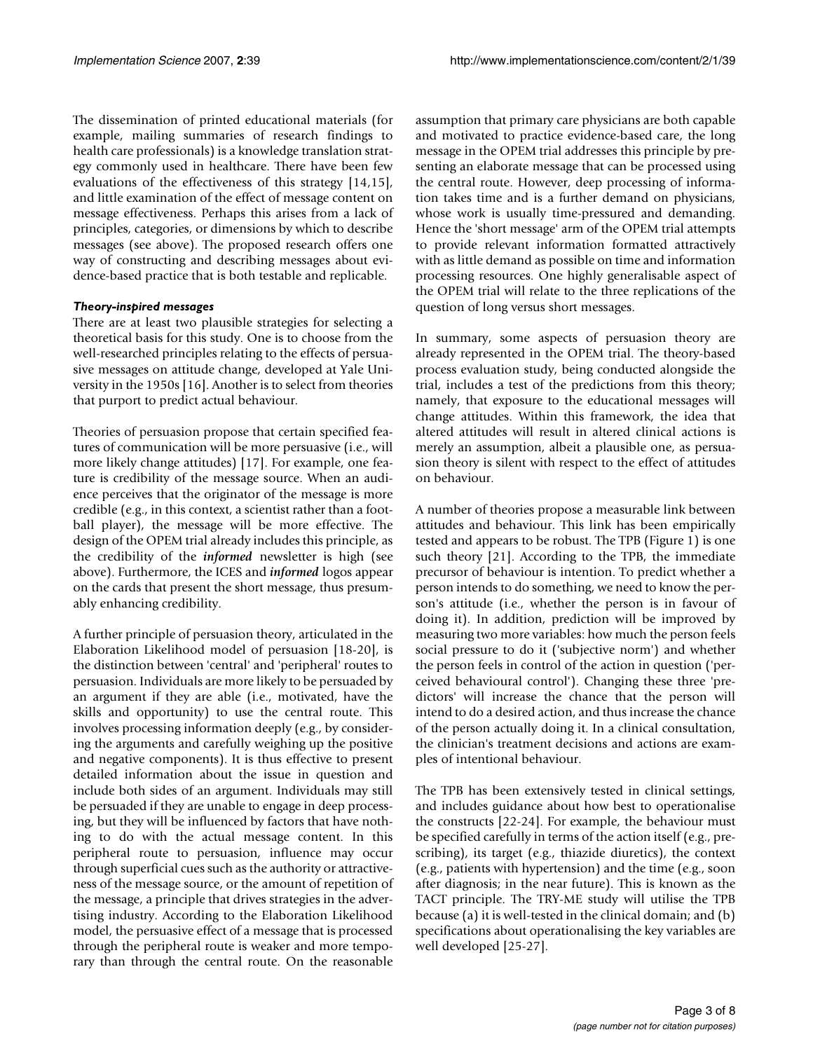The dissemination of printed educational materials (for example, mailing summaries of research findings to health care professionals) is a knowledge translation strategy commonly used in healthcare. There have been few evaluations of the effectiveness of this strategy [14,15], and little examination of the effect of message content on message effectiveness. Perhaps this arises from a lack of principles, categories, or dimensions by which to describe messages (see above). The proposed research offers one way of constructing and describing messages about evidence-based practice that is both testable and replicable.

### *Theory-inspired messages*

There are at least two plausible strategies for selecting a theoretical basis for this study. One is to choose from the well-researched principles relating to the effects of persuasive messages on attitude change, developed at Yale University in the 1950s [16]. Another is to select from theories that purport to predict actual behaviour.

Theories of persuasion propose that certain specified features of communication will be more persuasive (i.e., will more likely change attitudes) [17]. For example, one feature is credibility of the message source. When an audience perceives that the originator of the message is more credible (e.g., in this context, a scientist rather than a football player), the message will be more effective. The design of the OPEM trial already includes this principle, as the credibility of the ***informed*** newsletter is high (see above). Furthermore, the ICES and ***informed*** logos appear on the cards that present the short message, thus presumably enhancing credibility.

A further principle of persuasion theory, articulated in the Elaboration Likelihood model of persuasion [18-20], is the distinction between 'central' and 'peripheral' routes to persuasion. Individuals are more likely to be persuaded by an argument if they are able (i.e., motivated, have the skills and opportunity) to use the central route. This involves processing information deeply (e.g., by considering the arguments and carefully weighing up the positive and negative components). It is thus effective to present detailed information about the issue in question and include both sides of an argument. Individuals may still be persuaded if they are unable to engage in deep processing, but they will be influenced by factors that have nothing to do with the actual message content. In this peripheral route to persuasion, influence may occur through superficial cues such as the authority or attractiveness of the message source, or the amount of repetition of the message, a principle that drives strategies in the advertising industry. According to the Elaboration Likelihood model, the persuasive effect of a message that is processed through the peripheral route is weaker and more temporary than through the central route. On the reasonable assumption that primary care physicians are both capable and motivated to practice evidence-based care, the long message in the OPEM trial addresses this principle by presenting an elaborate message that can be processed using the central route. However, deep processing of information takes time and is a further demand on physicians, whose work is usually time-pressured and demanding. Hence the 'short message' arm of the OPEM trial attempts to provide relevant information formatted attractively with as little demand as possible on time and information processing resources. One highly generalisable aspect of the OPEM trial will relate to the three replications of the question of long versus short messages.

In summary, some aspects of persuasion theory are already represented in the OPEM trial. The theory-based process evaluation study, being conducted alongside the trial, includes a test of the predictions from this theory; namely, that exposure to the educational messages will change attitudes. Within this framework, the idea that altered attitudes will result in altered clinical actions is merely an assumption, albeit a plausible one, as persuasion theory is silent with respect to the effect of attitudes on behaviour.

A number of theories propose a measurable link between attitudes and behaviour. This link has been empirically tested and appears to be robust. The TPB (Figure 1) is one such theory [21]. According to the TPB, the immediate precursor of behaviour is intention. To predict whether a person intends to do something, we need to know the person's attitude (i.e., whether the person is in favour of doing it). In addition, prediction will be improved by measuring two more variables: how much the person feels social pressure to do it ('subjective norm') and whether the person feels in control of the action in question ('perceived behavioural control'). Changing these three 'predictors' will increase the chance that the person will intend to do a desired action, and thus increase the chance of the person actually doing it. In a clinical consultation, the clinician's treatment decisions and actions are examples of intentional behaviour.

The TPB has been extensively tested in clinical settings, and includes guidance about how best to operationalise the constructs [22-24]. For example, the behaviour must be specified carefully in terms of the action itself (e.g., prescribing), its target (e.g., thiazide diuretics), the context (e.g., patients with hypertension) and the time (e.g., soon after diagnosis; in the near future). This is known as the TACT principle. The TRY-ME study will utilise the TPB because (a) it is well-tested in the clinical domain; and (b) specifications about operationalising the key variables are well developed [25-27].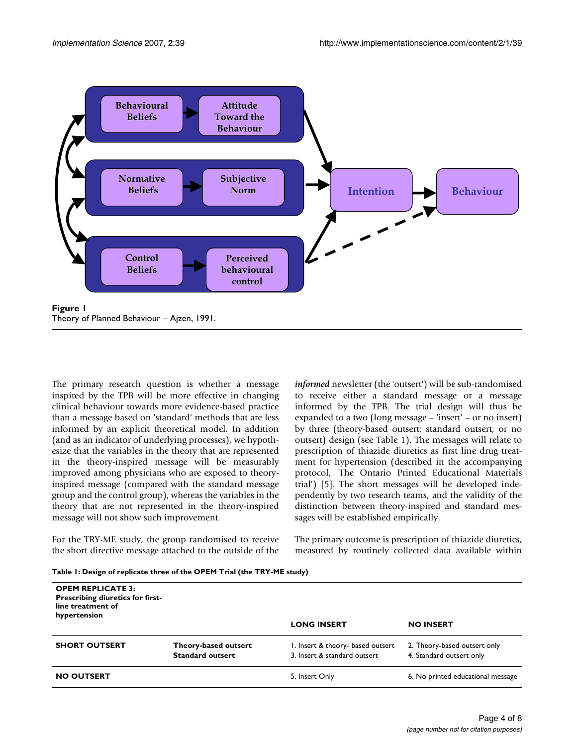**Figure 1**
Theory of Planned Behaviour – Ajzen, 1991.

The primary research question is whether a message inspired by the TPB will be more effective in changing clinical behaviour towards more evidence-based practice than a message based on 'standard' methods that are less informed by an explicit theoretical model. In addition (and as an indicator of underlying processes), we hypothesize that the variables in the theory that are represented in the theory-inspired message will be measurably improved among physicians who are exposed to theory-inspired message (compared with the standard message group and the control group), whereas the variables in the theory that are not represented in the theory-inspired message will not show such improvement.

For the TRY-ME study, the group randomised to receive the short directive message attached to the outside of the *informed* newsletter (the 'outsert') will be sub-randomised to receive either a standard message or a message informed by the TPB. The trial design will thus be expanded to a two (long message – 'insert' – or no insert) by three (theory-based outsert; standard outsert; or no outsert) design (see Table 1). The messages will relate to prescription of thiazide diuretics as first line drug treatment for hypertension (described in the accompanying protocol, 'The Ontario Printed Educational Materials trial') [5]. The short messages will be developed independently by two research teams, and the validity of the distinction between theory-inspired and standard messages will be established empirically.

The primary outcome is prescription of thiazide diuretics, measured by routinely collected data available within

**Table 1: Design of replicate three of the OPEM Trial (the TRY-ME study)**

| **OPEM REPLICATE 3: Prescribing diuretics for first-line treatment of hypertension** | | **LONG INSERT** | **NO INSERT** |
|---|---|---|---|
| **SHORT OUTSERT** | **Theory-based outsert** | 1. Insert & theory- based outsert | 2. Theory-based outsert only |
| | **Standard outsert** | 3. Insert & standard outsert | 4. Standard outsert only |
| **NO OUTSERT** | | 5. Insert Only | 6. No printed educational message |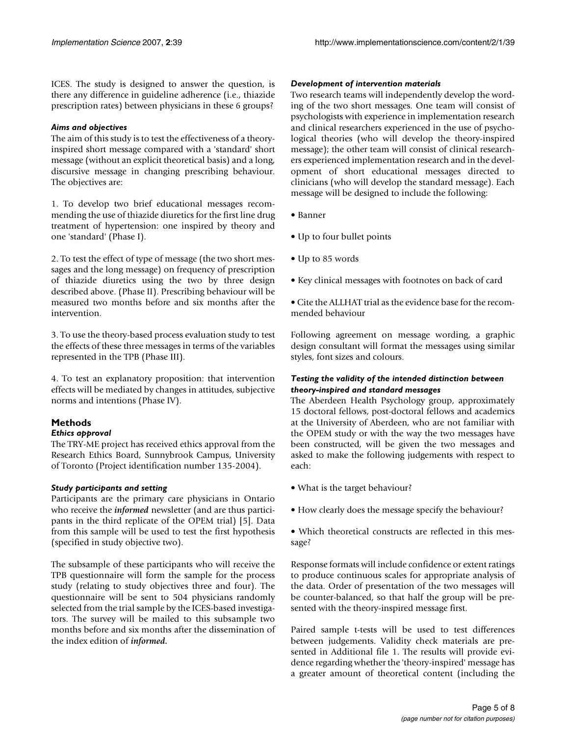ICES. The study is designed to answer the question, is there any difference in guideline adherence (i.e., thiazide prescription rates) between physicians in these 6 groups?

### *Aims and objectives*

The aim of this study is to test the effectiveness of a theory-inspired short message compared with a 'standard' short message (without an explicit theoretical basis) and a long, discursive message in changing prescribing behaviour. The objectives are:

1. To develop two brief educational messages recommending the use of thiazide diuretics for the first line drug treatment of hypertension: one inspired by theory and one 'standard' (Phase I).

2. To test the effect of type of message (the two short messages and the long message) on frequency of prescription of thiazide diuretics using the two by three design described above. (Phase II). Prescribing behaviour will be measured two months before and six months after the intervention.

3. To use the theory-based process evaluation study to test the effects of these three messages in terms of the variables represented in the TPB (Phase III).

4. To test an explanatory proposition: that intervention effects will be mediated by changes in attitudes, subjective norms and intentions (Phase IV).

## Methods

### *Ethics approval*

The TRY-ME project has received ethics approval from the Research Ethics Board, Sunnybrook Campus, University of Toronto (Project identification number 135-2004).

### *Study participants and setting*

Participants are the primary care physicians in Ontario who receive the ***informed*** newsletter (and are thus participants in the third replicate of the OPEM trial) [5]. Data from this sample will be used to test the first hypothesis (specified in study objective two).

The subsample of these participants who will receive the TPB questionnaire will form the sample for the process study (relating to study objectives three and four). The questionnaire will be sent to 504 physicians randomly selected from the trial sample by the ICES-based investigators. The survey will be mailed to this subsample two months before and six months after the dissemination of the index edition of ***informed***.

### *Development of intervention materials*

Two research teams will independently develop the wording of the two short messages. One team will consist of psychologists with experience in implementation research and clinical researchers experienced in the use of psychological theories (who will develop the theory-inspired message); the other team will consist of clinical researchers experienced implementation research and in the development of short educational messages directed to clinicians (who will develop the standard message). Each message will be designed to include the following:

- Banner
- Up to four bullet points
- Up to 85 words
- Key clinical messages with footnotes on back of card
- Cite the ALLHAT trial as the evidence base for the recommended behaviour

Following agreement on message wording, a graphic design consultant will format the messages using similar styles, font sizes and colours.

### *Testing the validity of the intended distinction between theory-inspired and standard messages*

The Aberdeen Health Psychology group, approximately 15 doctoral fellows, post-doctoral fellows and academics at the University of Aberdeen, who are not familiar with the OPEM study or with the way the two messages have been constructed, will be given the two messages and asked to make the following judgements with respect to each:

- What is the target behaviour?
- How clearly does the message specify the behaviour?
- Which theoretical constructs are reflected in this message?

Response formats will include confidence or extent ratings to produce continuous scales for appropriate analysis of the data. Order of presentation of the two messages will be counter-balanced, so that half the group will be presented with the theory-inspired message first.

Paired sample t-tests will be used to test differences between judgements. Validity check materials are presented in Additional file 1. The results will provide evidence regarding whether the 'theory-inspired' message has a greater amount of theoretical content (including the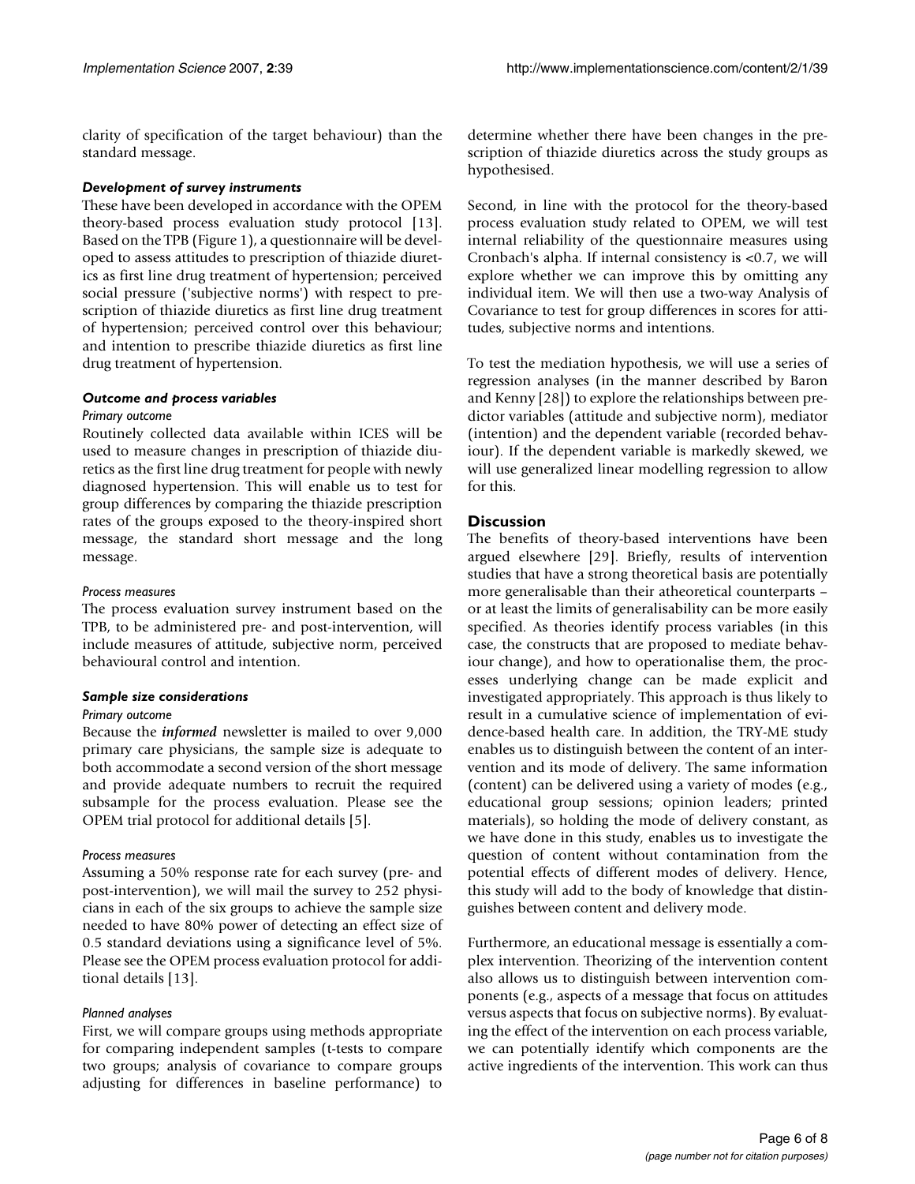clarity of specification of the target behaviour) than the standard message.

### *Development of survey instruments*

These have been developed in accordance with the OPEM theory-based process evaluation study protocol [13]. Based on the TPB (Figure 1), a questionnaire will be developed to assess attitudes to prescription of thiazide diuretics as first line drug treatment of hypertension; perceived social pressure ('subjective norms') with respect to prescription of thiazide diuretics as first line drug treatment of hypertension; perceived control over this behaviour; and intention to prescribe thiazide diuretics as first line drug treatment of hypertension.

### *Outcome and process variables*

#### *Primary outcome*

Routinely collected data available within ICES will be used to measure changes in prescription of thiazide diuretics as the first line drug treatment for people with newly diagnosed hypertension. This will enable us to test for group differences by comparing the thiazide prescription rates of the groups exposed to the theory-inspired short message, the standard short message and the long message.

#### *Process measures*

The process evaluation survey instrument based on the TPB, to be administered pre- and post-intervention, will include measures of attitude, subjective norm, perceived behavioural control and intention.

### *Sample size considerations*

#### *Primary outcome*

Because the ***informed*** newsletter is mailed to over 9,000 primary care physicians, the sample size is adequate to both accommodate a second version of the short message and provide adequate numbers to recruit the required subsample for the process evaluation. Please see the OPEM trial protocol for additional details [5].

#### *Process measures*

Assuming a 50% response rate for each survey (pre- and post-intervention), we will mail the survey to 252 physicians in each of the six groups to achieve the sample size needed to have 80% power of detecting an effect size of 0.5 standard deviations using a significance level of 5%. Please see the OPEM process evaluation protocol for additional details [13].

#### *Planned analyses*

First, we will compare groups using methods appropriate for comparing independent samples (t-tests to compare two groups; analysis of covariance to compare groups adjusting for differences in baseline performance) to determine whether there have been changes in the prescription of thiazide diuretics across the study groups as hypothesised.

Second, in line with the protocol for the theory-based process evaluation study related to OPEM, we will test internal reliability of the questionnaire measures using Cronbach's alpha. If internal consistency is <0.7, we will explore whether we can improve this by omitting any individual item. We will then use a two-way Analysis of Covariance to test for group differences in scores for attitudes, subjective norms and intentions.

To test the mediation hypothesis, we will use a series of regression analyses (in the manner described by Baron and Kenny [28]) to explore the relationships between predictor variables (attitude and subjective norm), mediator (intention) and the dependent variable (recorded behaviour). If the dependent variable is markedly skewed, we will use generalized linear modelling regression to allow for this.

## Discussion

The benefits of theory-based interventions have been argued elsewhere [29]. Briefly, results of intervention studies that have a strong theoretical basis are potentially more generalisable than their atheoretical counterparts – or at least the limits of generalisability can be more easily specified. As theories identify process variables (in this case, the constructs that are proposed to mediate behaviour change), and how to operationalise them, the processes underlying change can be made explicit and investigated appropriately. This approach is thus likely to result in a cumulative science of implementation of evidence-based health care. In addition, the TRY-ME study enables us to distinguish between the content of an intervention and its mode of delivery. The same information (content) can be delivered using a variety of modes (e.g., educational group sessions; opinion leaders; printed materials), so holding the mode of delivery constant, as we have done in this study, enables us to investigate the question of content without contamination from the potential effects of different modes of delivery. Hence, this study will add to the body of knowledge that distinguishes between content and delivery mode.

Furthermore, an educational message is essentially a complex intervention. Theorizing of the intervention content also allows us to distinguish between intervention components (e.g., aspects of a message that focus on attitudes versus aspects that focus on subjective norms). By evaluating the effect of the intervention on each process variable, we can potentially identify which components are the active ingredients of the intervention. This work can thus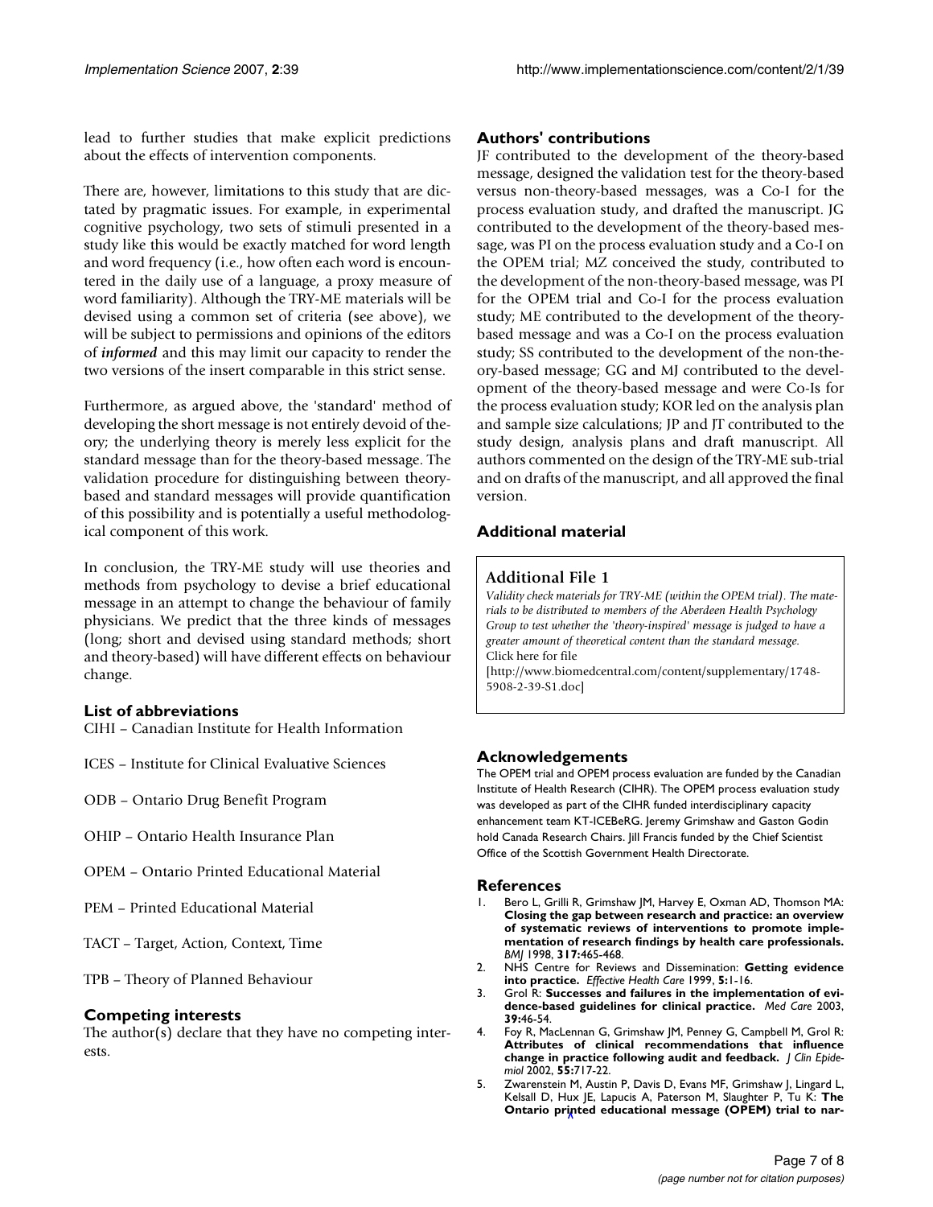lead to further studies that make explicit predictions about the effects of intervention components.

There are, however, limitations to this study that are dictated by pragmatic issues. For example, in experimental cognitive psychology, two sets of stimuli presented in a study like this would be exactly matched for word length and word frequency (i.e., how often each word is encountered in the daily use of a language, a proxy measure of word familiarity). Although the TRY-ME materials will be devised using a common set of criteria (see above), we will be subject to permissions and opinions of the editors of ***informed*** and this may limit our capacity to render the two versions of the insert comparable in this strict sense.

Furthermore, as argued above, the 'standard' method of developing the short message is not entirely devoid of theory; the underlying theory is merely less explicit for the standard message than for the theory-based message. The validation procedure for distinguishing between theory-based and standard messages will provide quantification of this possibility and is potentially a useful methodological component of this work.

In conclusion, the TRY-ME study will use theories and methods from psychology to devise a brief educational message in an attempt to change the behaviour of family physicians. We predict that the three kinds of messages (long; short and devised using standard methods; short and theory-based) will have different effects on behaviour change.

## List of abbreviations

CIHI – Canadian Institute for Health Information

ICES – Institute for Clinical Evaluative Sciences

ODB – Ontario Drug Benefit Program

OHIP – Ontario Health Insurance Plan

OPEM – Ontario Printed Educational Material

PEM – Printed Educational Material

TACT – Target, Action, Context, Time

TPB – Theory of Planned Behaviour

## Competing interests

The author(s) declare that they have no competing interests.

## Authors' contributions

JF contributed to the development of the theory-based message, designed the validation test for the theory-based versus non-theory-based messages, was a Co-I for the process evaluation study, and drafted the manuscript. JG contributed to the development of the theory-based message, was PI on the process evaluation study and a Co-I on the OPEM trial; MZ conceived the study, contributed to the development of the non-theory-based message, was PI for the OPEM trial and Co-I for the process evaluation study; ME contributed to the development of the theory-based message and was a Co-I on the process evaluation study; SS contributed to the development of the non-theory-based message; GG and MJ contributed to the development of the theory-based message and were Co-Is for the process evaluation study; KOR led on the analysis plan and sample size calculations; JP and JT contributed to the study design, analysis plans and draft manuscript. All authors commented on the design of the TRY-ME sub-trial and on drafts of the manuscript, and all approved the final version.

## Additional material

**Additional File 1**

*Validity check materials for TRY-ME (within the OPEM trial). The materials to be distributed to members of the Aberdeen Health Psychology Group to test whether the 'theory-inspired' message is judged to have a greater amount of theoretical content than the standard message.*
Click here for file
[http://www.biomedcentral.com/content/supplementary/1748-5908-2-39-S1.doc]

## Acknowledgements

The OPEM trial and OPEM process evaluation are funded by the Canadian Institute of Health Research (CIHR). The OPEM process evaluation study was developed as part of the CIHR funded interdisciplinary capacity enhancement team KT-ICEBeRG. Jeremy Grimshaw and Gaston Godin hold Canada Research Chairs. Jill Francis funded by the Chief Scientist Office of the Scottish Government Health Directorate.

## References

1. Bero L, Grilli R, Grimshaw JM, Harvey E, Oxman AD, Thomson MA: **Closing the gap between research and practice: an overview of systematic reviews of interventions to promote implementation of research findings by health care professionals.** *BMJ* 1998, **317:**465-468.
2. NHS Centre for Reviews and Dissemination: **Getting evidence into practice.** *Effective Health Care* 1999, **5:**1-16.
3. Grol R: **Successes and failures in the implementation of evidence-based guidelines for clinical practice.** *Med Care* 2003, **39:**46-54.
4. Foy R, MacLennan G, Grimshaw JM, Penney G, Campbell M, Grol R: **Attributes of clinical recommendations that influence change in practice following audit and feedback.** *J Clin Epidemiol* 2002, **55:**717-22.
5. Zwarenstein M, Austin P, Davis D, Evans MF, Grimshaw J, Lingard L, Kelsall D, Hux JE, Lapucis A, Paterson M, Slaughter P, Tu K: **The Ontario printed educational message (OPEM) trial to nar-**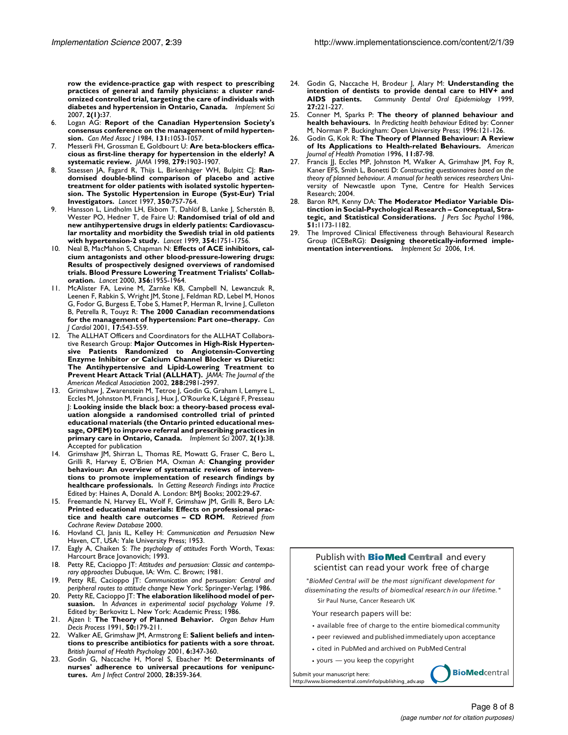row the evidence-practice gap with respect to prescribing practices of general and family physicians: a cluster randomized controlled trial, targeting the care of individuals with diabetes and hypertension in Ontario, Canada.** *Implement Sci* 2007, **2(1):**37.

6. Logan AG: **Report of the Canadian Hypertension Society's consensus conference on the management of mild hypertension.** *Can Med Assoc J* 1984, **131:**1053-1057.
7. Messerli FH, Grossman E, Goldbourt U: **Are beta-blockers efficacious as first-line therapy for hypertension in the elderly? A systematic review.** *JAMA* 1998, **279:**1903-1907.
8. Staessen JA, Fagard R, Thijs L, Birkenhäger WH, Bulpitt CJ: **Randomised double-blind comparison of placebo and active treatment for older patients with isolated systolic hypertension. The Systolic Hypertension in Europe (Syst-Eur) Trial Investigators.** *Lancet* 1997, **350:**757-764.
9. Hansson L, Lindholm LH, Ekbom T, Dahlöf B, Lanke J, Scherstén B, Wester PO, Hedner T, de Faire U: **Randomised trial of old and new antihypertensive drugs in elderly patients: Cardiovascular mortality and morbidity the Swedish trial in old patients with hypertension-2 study.** *Lancet* 1999, **354:**1751-1756.
10. Neal B, MacMahon S, Chapman N: **Effects of ACE inhibitors, calcium antagonists and other blood-pressure-lowering drugs: Results of prospectively designed overviews of randomised trials. Blood Pressure Lowering Treatment Trialists' Collaboration.** *Lancet* 2000, **356:**1955-1964.
11. McAlister FA, Levine M, Zarnke KB, Campbell N, Lewanczuk R, Leenen F, Rabkin S, Wright JM, Stone J, Feldman RD, Lebel M, Honos G, Fodor G, Burgess E, Tobe S, Hamet P, Herman R, Irvine J, Culleton B, Petrella R, Touyz R: **The 2000 Canadian recommendations for the management of hypertension: Part one–therapy.** *Can J Cardiol* 2001, **17:**543-559.
12. The ALLHAT Officers and Coordinators for the ALLHAT Collaborative Research Group: **Major Outcomes in High-Risk Hypertensive Patients Randomized to Angiotensin-Converting Enzyme Inhibitor or Calcium Channel Blocker vs Diuretic: The Antihypertensive and Lipid-Lowering Treatment to Prevent Heart Attack Trial (ALLHAT).** *JAMA: The Journal of the American Medical Association* 2002, **288:**2981-2997.
13. Grimshaw J, Zwarenstein M, Tetroe J, Godin G, Graham I, Lemyre L, Eccles M, Johnston M, Francis J, Hux J, O'Rourke K, Légaré F, Presseau J: **Looking inside the black box: a theory-based process evaluation alongside a randomised controlled trial of printed educational materials (the Ontario printed educational message, OPEM) to improve referral and prescribing practices in primary care in Ontario, Canada.** *Implement Sci* 2007, **2(1):**38. Accepted for publication
14. Grimshaw JM, Shirran L, Thomas RE, Mowatt G, Fraser C, Bero L, Grilli R, Harvey E, O'Brien MA, Oxman A: **Changing provider behaviour: An overview of systematic reviews of interventions to promote implementation of research findings by healthcare professionals.** In *Getting Research Findings into Practice* Edited by: Haines A, Donald A. London: BMJ Books; 2002:29-67.
15. Freemantle N, Harvey EL, Wolf F, Grimshaw JM, Grilli R, Bero LA: **Printed educational materials: Effects on professional practice and health care outcomes – CD ROM.** *Retrieved from Cochrane Review Database* 2000.
16. Hovland CI, Janis IL, Kelley H: *Communication and Persuasion* New Haven, CT, USA: Yale University Press; 1953.
17. Eagly A, Chaiken S: *The psychology of attitudes* Forth Worth, Texas: Harcourt Brace Jovanovich; 1993.
18. Petty RE, Cacioppo JT: *Attitudes and persuasion: Classic and contemporary approaches* Dubuque, IA: Wm. C. Brown; 1981.
19. Petty RE, Cacioppo JT: *Communication and persuasion: Central and peripheral routes to attitude change* New York: Springer-Verlag; 1986.
20. Petty RE, Cacioppo JT: **The elaboration likelihood model of persuasion.** In *Advances in experimental social psychology Volume 19*. Edited by: Berkovitz L. New York: Academic Press; 1986.
21. Ajzen I: **The Theory of Planned Behavior.** *Organ Behav Hum Decis Process* 1991, **50:**179-211.
22. Walker AE, Grimshaw JM, Armstrong E: **Salient beliefs and intentions to prescribe antibiotics for patients with a sore throat.** *British Journal of Health Psychology* 2001, **6:**347-360.
23. Godin G, Naccache H, Morel S, Ebacher M: **Determinants of nurses' adherence to universal precautions for venipunctures.** *Am J Infect Control* 2000, **28:**359-364.
24. Godin G, Naccache H, Brodeur J, Alary M: **Understanding the intention of dentists to provide dental care to HIV+ and AIDS patients.** *Community Dental Oral Epidemiology* 1999, **27:**221-227.
25. Conner M, Sparks P: **The theory of planned behaviour and health behaviours.** In *Predicting health behaviour* Edited by: Conner M, Norman P. Buckingham: Open University Press; 1996:121-126.
26. Godin G, Kok R: **The Theory of Planned Behaviour: A Review of Its Applications to Health-related Behaviours.** *American Journal of Health Promotion* 1996, **11:**87-98.
27. Francis JJ, Eccles MP, Johnston M, Walker A, Grimshaw JM, Foy R, Kaner EFS, Smith L, Bonetti D: *Constructing questionnaires based on the theory of planned behaviour. A manual for health services researchers* University of Newcastle upon Tyne, Centre for Health Services Research; 2004.
28. Baron RM, Kenny DA: **The Moderator Mediator Variable Distinction in Social-Psychological Research – Conceptual, Strategic, and Statistical Considerations.** *J Pers Soc Psychol* 1986, **51:**1173-1182.
29. The Improved Clinical Effectiveness through Behavioural Research Group (ICEBeRG): **Designing theoretically-informed implementation interventions.** *Implement Sci* 2006, **1:**4.

Publish with **BioMed Central** and every scientist can read your work free of charge

*"BioMed Central will be the most significant development for disseminating the results of biomedical research in our lifetime."*
Sir Paul Nurse, Cancer Research UK

Your research papers will be:

- available free of charge to the entire biomedical community
- peer reviewed and published immediately upon acceptance
- cited in PubMed and archived on PubMed Central
- yours — you keep the copyright

Submit your manuscript here:
http://www.biomedcentral.com/info/publishing_adv.asp

**BioMed**central